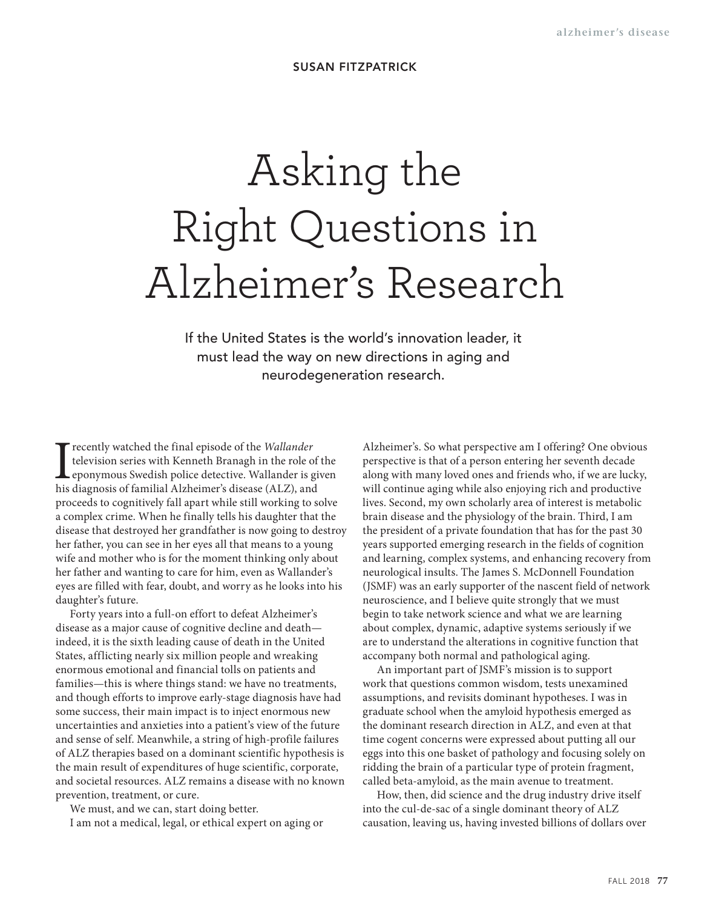SUSAN FITZPATRICK

# Asking the Right Questions in Alzheimer's Research

If the United States is the world's innovation leader, it must lead the way on new directions in aging and neurodegeneration research.

I recently watched the final episode of the *Wallander* television series with Kenneth Branagh in the role of the eponymous Swedish police detective. Wallander is given his diagnosis of familial Alzheimer's disease (ALZ), and proceeds to cognitively fall apart while still working to solve a complex crime. When he finally tells his daughter that the disease that destroyed her grandfather is now going to destroy her father, you can see in her eyes all that means to a young wife and mother who is for the moment thinking only about her father and wanting to care for him, even as Wallander's eyes are filled with fear, doubt, and worry as he looks into his daughter's future.

Forty years into a full-on effort to defeat Alzheimer's disease as a major cause of cognitive decline and death—indeed, it is the sixth leading cause of death in the United States, afflicting nearly six million people and wreaking enormous emotional and financial tolls on patients and families—this is where things stand: we have no treatments, and though efforts to improve early-stage diagnosis have had some success, their main impact is to inject enormous new uncertainties and anxieties into a patient's view of the future and sense of self. Meanwhile, a string of high-profile failures of ALZ therapies based on a dominant scientific hypothesis is the main result of expenditures of huge scientific, corporate, and societal resources. ALZ remains a disease with no known prevention, treatment, or cure.

We must, and we can, start doing better.

I am not a medical, legal, or ethical expert on aging or Alzheimer's. So what perspective am I offering? One obvious perspective is that of a person entering her seventh decade along with many loved ones and friends who, if we are lucky, will continue aging while also enjoying rich and productive lives. Second, my own scholarly area of interest is metabolic brain disease and the physiology of the brain. Third, I am the president of a private foundation that has for the past 30 years supported emerging research in the fields of cognition and learning, complex systems, and enhancing recovery from neurological insults. The James S. McDonnell Foundation (JSMF) was an early supporter of the nascent field of network neuroscience, and I believe quite strongly that we must begin to take network science and what we are learning about complex, dynamic, adaptive systems seriously if we are to understand the alterations in cognitive function that accompany both normal and pathological aging.

An important part of JSMF's mission is to support work that questions common wisdom, tests unexamined assumptions, and revisits dominant hypotheses. I was in graduate school when the amyloid hypothesis emerged as the dominant research direction in ALZ, and even at that time cogent concerns were expressed about putting all our eggs into this one basket of pathology and focusing solely on ridding the brain of a particular type of protein fragment, called beta-amyloid, as the main avenue to treatment.

How, then, did science and the drug industry drive itself into the cul-de-sac of a single dominant theory of ALZ causation, leaving us, having invested billions of dollars over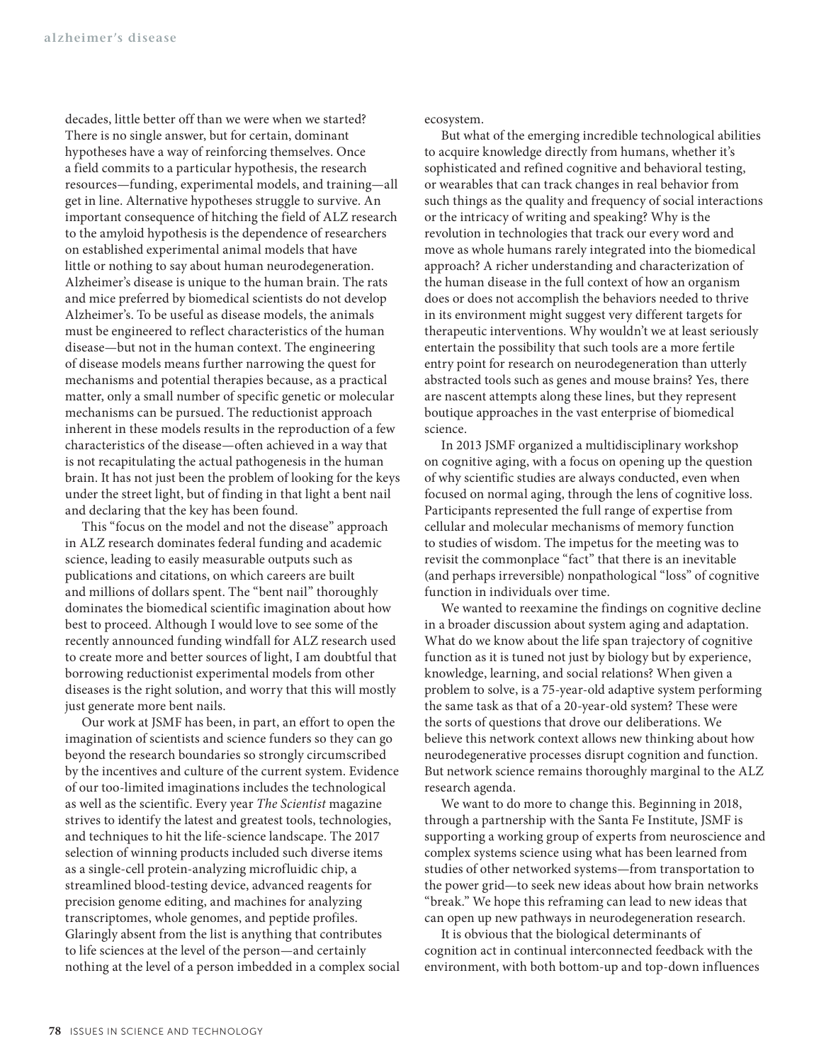decades, little better off than we were when we started? There is no single answer, but for certain, dominant hypotheses have a way of reinforcing themselves. Once a field commits to a particular hypothesis, the research resources—funding, experimental models, and training—all get in line. Alternative hypotheses struggle to survive. An important consequence of hitching the field of ALZ research to the amyloid hypothesis is the dependence of researchers on established experimental animal models that have little or nothing to say about human neurodegeneration. Alzheimer's disease is unique to the human brain. The rats and mice preferred by biomedical scientists do not develop Alzheimer's. To be useful as disease models, the animals must be engineered to reflect characteristics of the human disease—but not in the human context. The engineering of disease models means further narrowing the quest for mechanisms and potential therapies because, as a practical matter, only a small number of specific genetic or molecular mechanisms can be pursued. The reductionist approach inherent in these models results in the reproduction of a few characteristics of the disease—often achieved in a way that is not recapitulating the actual pathogenesis in the human brain. It has not just been the problem of looking for the keys under the street light, but of finding in that light a bent nail and declaring that the key has been found.

This "focus on the model and not the disease" approach in ALZ research dominates federal funding and academic science, leading to easily measurable outputs such as publications and citations, on which careers are built and millions of dollars spent. The "bent nail" thoroughly dominates the biomedical scientific imagination about how best to proceed. Although I would love to see some of the recently announced funding windfall for ALZ research used to create more and better sources of light, I am doubtful that borrowing reductionist experimental models from other diseases is the right solution, and worry that this will mostly just generate more bent nails.

Our work at JSMF has been, in part, an effort to open the imagination of scientists and science funders so they can go beyond the research boundaries so strongly circumscribed by the incentives and culture of the current system. Evidence of our too-limited imaginations includes the technological as well as the scientific. Every year *The Scientist* magazine strives to identify the latest and greatest tools, technologies, and techniques to hit the life-science landscape. The 2017 selection of winning products included such diverse items as a single-cell protein-analyzing microfluidic chip, a streamlined blood-testing device, advanced reagents for precision genome editing, and machines for analyzing transcriptomes, whole genomes, and peptide profiles. Glaringly absent from the list is anything that contributes to life sciences at the level of the person—and certainly nothing at the level of a person imbedded in a complex social ecosystem.

But what of the emerging incredible technological abilities to acquire knowledge directly from humans, whether it's sophisticated and refined cognitive and behavioral testing, or wearables that can track changes in real behavior from such things as the quality and frequency of social interactions or the intricacy of writing and speaking? Why is the revolution in technologies that track our every word and move as whole humans rarely integrated into the biomedical approach? A richer understanding and characterization of the human disease in the full context of how an organism does or does not accomplish the behaviors needed to thrive in its environment might suggest very different targets for therapeutic interventions. Why wouldn't we at least seriously entertain the possibility that such tools are a more fertile entry point for research on neurodegeneration than utterly abstracted tools such as genes and mouse brains? Yes, there are nascent attempts along these lines, but they represent boutique approaches in the vast enterprise of biomedical science.

In 2013 JSMF organized a multidisciplinary workshop on cognitive aging, with a focus on opening up the question of why scientific studies are always conducted, even when focused on normal aging, through the lens of cognitive loss. Participants represented the full range of expertise from cellular and molecular mechanisms of memory function to studies of wisdom. The impetus for the meeting was to revisit the commonplace "fact" that there is an inevitable (and perhaps irreversible) nonpathological "loss" of cognitive function in individuals over time.

We wanted to reexamine the findings on cognitive decline in a broader discussion about system aging and adaptation. What do we know about the life span trajectory of cognitive function as it is tuned not just by biology but by experience, knowledge, learning, and social relations? When given a problem to solve, is a 75-year-old adaptive system performing the same task as that of a 20-year-old system? These were the sorts of questions that drove our deliberations. We believe this network context allows new thinking about how neurodegenerative processes disrupt cognition and function. But network science remains thoroughly marginal to the ALZ research agenda.

We want to do more to change this. Beginning in 2018, through a partnership with the Santa Fe Institute, JSMF is supporting a working group of experts from neuroscience and complex systems science using what has been learned from studies of other networked systems—from transportation to the power grid—to seek new ideas about how brain networks "break." We hope this reframing can lead to new ideas that can open up new pathways in neurodegeneration research.

It is obvious that the biological determinants of cognition act in continual interconnected feedback with the environment, with both bottom-up and top-down influences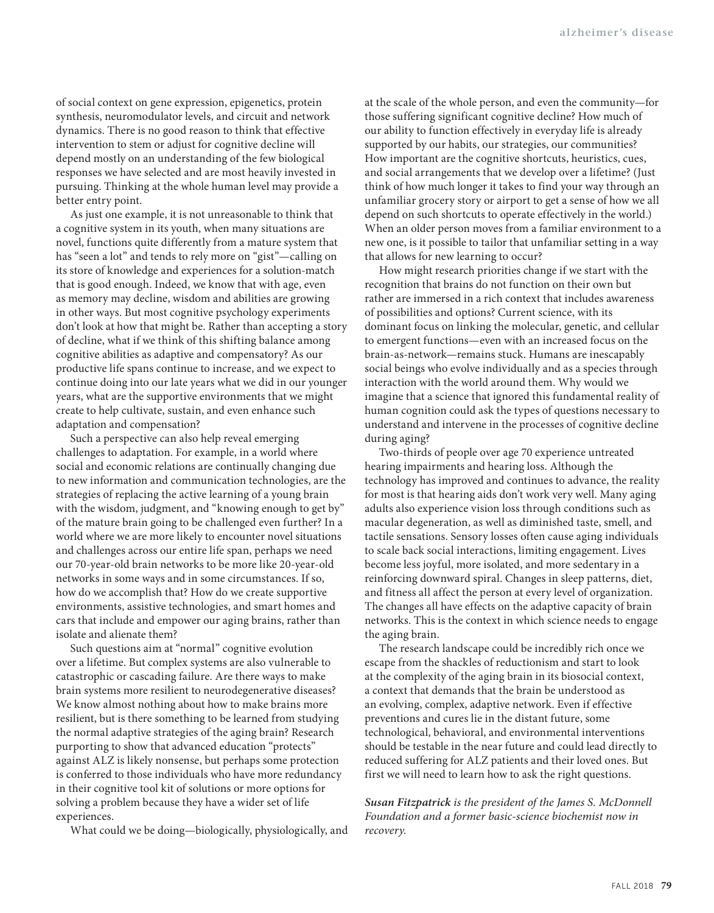of social context on gene expression, epigenetics, protein synthesis, neuromodulator levels, and circuit and network dynamics. There is no good reason to think that effective intervention to stem or adjust for cognitive decline will depend mostly on an understanding of the few biological responses we have selected and are most heavily invested in pursuing. Thinking at the whole human level may provide a better entry point.

As just one example, it is not unreasonable to think that a cognitive system in its youth, when many situations are novel, functions quite differently from a mature system that has "seen a lot" and tends to rely more on "gist"—calling on its store of knowledge and experiences for a solution-match that is good enough. Indeed, we know that with age, even as memory may decline, wisdom and abilities are growing in other ways. But most cognitive psychology experiments don't look at how that might be. Rather than accepting a story of decline, what if we think of this shifting balance among cognitive abilities as adaptive and compensatory? As our productive life spans continue to increase, and we expect to continue doing into our late years what we did in our younger years, what are the supportive environments that we might create to help cultivate, sustain, and even enhance such adaptation and compensation?

Such a perspective can also help reveal emerging challenges to adaptation. For example, in a world where social and economic relations are continually changing due to new information and communication technologies, are the strategies of replacing the active learning of a young brain with the wisdom, judgment, and "knowing enough to get by" of the mature brain going to be challenged even further? In a world where we are more likely to encounter novel situations and challenges across our entire life span, perhaps we need our 70-year-old brain networks to be more like 20-year-old networks in some ways and in some circumstances. If so, how do we accomplish that? How do we create supportive environments, assistive technologies, and smart homes and cars that include and empower our aging brains, rather than isolate and alienate them?

Such questions aim at "normal" cognitive evolution over a lifetime. But complex systems are also vulnerable to catastrophic or cascading failure. Are there ways to make brain systems more resilient to neurodegenerative diseases? We know almost nothing about how to make brains more resilient, but is there something to be learned from studying the normal adaptive strategies of the aging brain? Research purporting to show that advanced education "protects" against ALZ is likely nonsense, but perhaps some protection is conferred to those individuals who have more redundancy in their cognitive tool kit of solutions or more options for solving a problem because they have a wider set of life experiences.

What could we be doing—biologically, physiologically, and at the scale of the whole person, and even the community—for those suffering significant cognitive decline? How much of our ability to function effectively in everyday life is already supported by our habits, our strategies, our communities? How important are the cognitive shortcuts, heuristics, cues, and social arrangements that we develop over a lifetime? (Just think of how much longer it takes to find your way through an unfamiliar grocery story or airport to get a sense of how we all depend on such shortcuts to operate effectively in the world.) When an older person moves from a familiar environment to a new one, is it possible to tailor that unfamiliar setting in a way that allows for new learning to occur?

How might research priorities change if we start with the recognition that brains do not function on their own but rather are immersed in a rich context that includes awareness of possibilities and options? Current science, with its dominant focus on linking the molecular, genetic, and cellular to emergent functions—even with an increased focus on the brain-as-network—remains stuck. Humans are inescapably social beings who evolve individually and as a species through interaction with the world around them. Why would we imagine that a science that ignored this fundamental reality of human cognition could ask the types of questions necessary to understand and intervene in the processes of cognitive decline during aging?

Two-thirds of people over age 70 experience untreated hearing impairments and hearing loss. Although the technology has improved and continues to advance, the reality for most is that hearing aids don't work very well. Many aging adults also experience vision loss through conditions such as macular degeneration, as well as diminished taste, smell, and tactile sensations. Sensory losses often cause aging individuals to scale back social interactions, limiting engagement. Lives become less joyful, more isolated, and more sedentary in a reinforcing downward spiral. Changes in sleep patterns, diet, and fitness all affect the person at every level of organization. The changes all have effects on the adaptive capacity of brain networks. This is the context in which science needs to engage the aging brain.

The research landscape could be incredibly rich once we escape from the shackles of reductionism and start to look at the complexity of the aging brain in its biosocial context, a context that demands that the brain be understood as an evolving, complex, adaptive network. Even if effective preventions and cures lie in the distant future, some technological, behavioral, and environmental interventions should be testable in the near future and could lead directly to reduced suffering for ALZ patients and their loved ones. But first we will need to learn how to ask the right questions.

***Susan Fitzpatrick** is the president of the James S. McDonnell Foundation and a former basic-science biochemist now in recovery.*